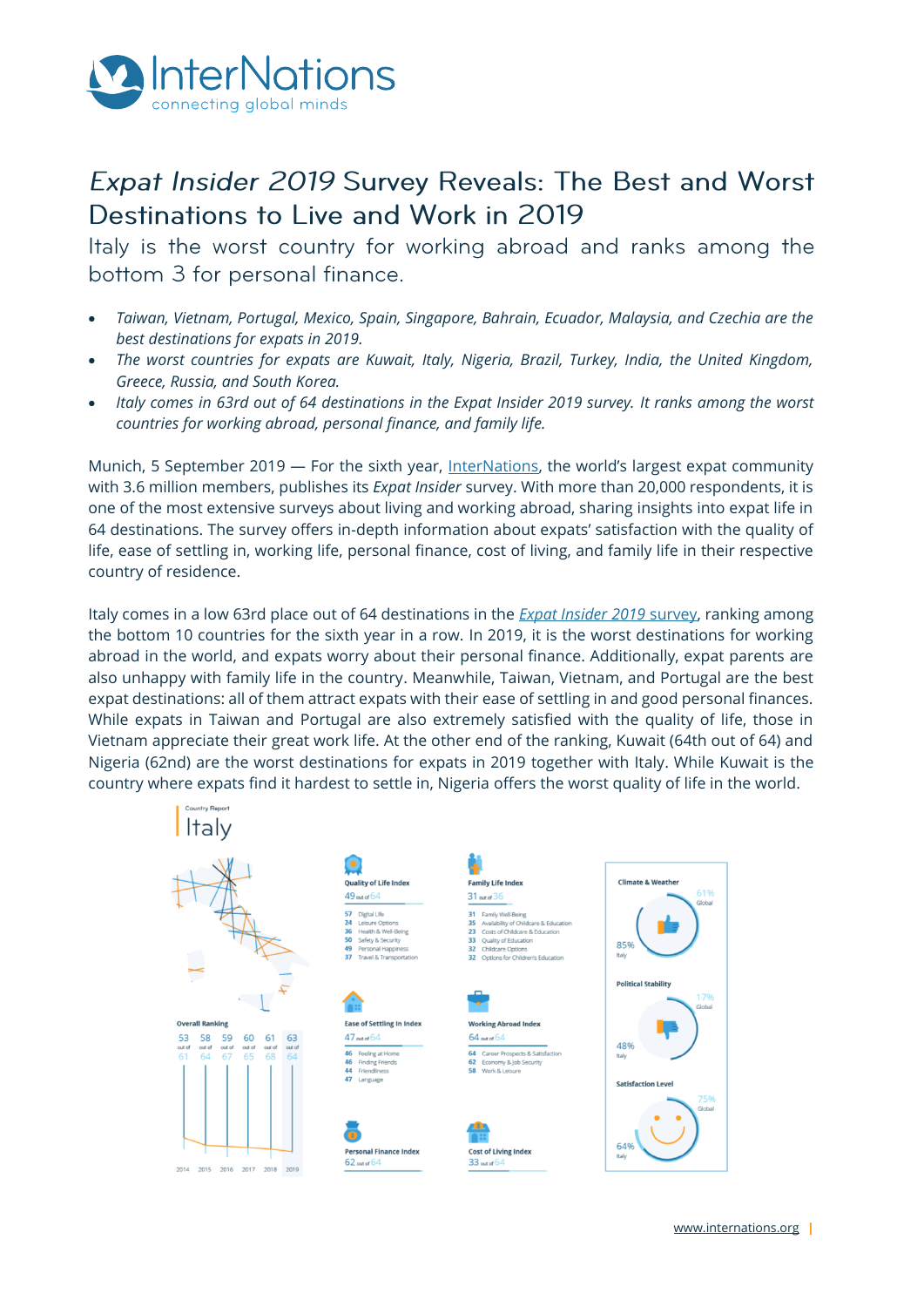# *Expat Insider 2019* Survey Reveals: The Best and Worst Destinations to Live and Work in 2019

Italy is the worst country for working abroad and ranks among the bottom 3 for personal finance.

- *Taiwan, Vietnam, Portugal, Mexico, Spain, Singapore, Bahrain, Ecuador, Malaysia, and Czechia are the best destinations for expats in 2019.*
- *The worst countries for expats are Kuwait, Italy, Nigeria, Brazil, Turkey, India, the United Kingdom, Greece, Russia, and South Korea.*
- *Italy comes in 63rd out of 64 destinations in the Expat Insider 2019 survey. It ranks among the worst countries for working abroad, personal finance, and family life.*

Munich, 5 September 2019 — For the sixth year, InterNations, the world's largest expat community with 3.6 million members, publishes its *Expat Insider* survey. With more than 20,000 respondents, it is one of the most extensive surveys about living and working abroad, sharing insights into expat life in 64 destinations. The survey offers in-depth information about expats' satisfaction with the quality of life, ease of settling in, working life, personal finance, cost of living, and family life in their respective country of residence.

Italy comes in a low 63rd place out of 64 destinations in the *Expat Insider 2019* survey, ranking among the bottom 10 countries for the sixth year in a row. In 2019, it is the worst destinations for working abroad in the world, and expats worry about their personal finance. Additionally, expat parents are also unhappy with family life in the country. Meanwhile, Taiwan, Vietnam, and Portugal are the best expat destinations: all of them attract expats with their ease of settling in and good personal finances. While expats in Taiwan and Portugal are also extremely satisfied with the quality of life, those in Vietnam appreciate their great work life. At the other end of the ranking, Kuwait (64th out of 64) and Nigeria (62nd) are the worst destinations for expats in 2019 together with Italy. While Kuwait is the country where expats find it hardest to settle in, Nigeria offers the worst quality of life in the world.

Country Report

## Italy

**Overall Ranking**

| 2014 | 2015 | 2016 | 2017 | 2018 | 2019 |
|---|---|---|---|---|---|
| 53 out of 61 | 58 out of 64 | 59 out of 67 | 60 out of 65 | 61 out of 68 | 63 out of 64 |

**Quality of Life Index**
49 out of 64

- 57 Digital Life
- 24 Leisure Options
- 36 Health & Well-Being
- 50 Safety & Security
- 49 Personal Happiness
- 37 Travel & Transportation

**Family Life Index**
31 out of 36

- 31 Family Well-Being
- 35 Availability of Childcare & Education
- 23 Costs of Childcare & Education
- 33 Quality of Education
- 32 Childcare Options
- 32 Options for Children's Education

**Ease of Settling In Index**
47 out of 64

- 46 Feeling at Home
- 46 Finding Friends
- 44 Friendliness
- 47 Language

**Working Abroad Index**
64 out of 64

- 64 Career Prospects & Satisfaction
- 62 Economy & Job Security
- 58 Work & Leisure

**Personal Finance Index**
62 out of 64

**Cost of Living Index**
33 out of 64

**Climate & Weather**
85% Italy — 61% Global

**Political Stability**
48% Italy — 17% Global

**Satisfaction Level**
64% Italy — 75% Global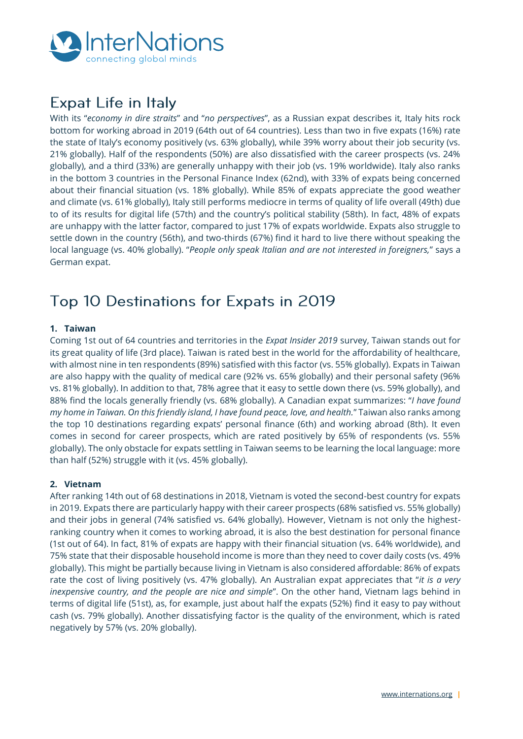## Expat Life in Italy

With its "*economy in dire straits*" and "*no perspectives*", as a Russian expat describes it, Italy hits rock bottom for working abroad in 2019 (64th out of 64 countries). Less than two in five expats (16%) rate the state of Italy's economy positively (vs. 63% globally), while 39% worry about their job security (vs. 21% globally). Half of the respondents (50%) are also dissatisfied with the career prospects (vs. 24% globally), and a third (33%) are generally unhappy with their job (vs. 19% worldwide). Italy also ranks in the bottom 3 countries in the Personal Finance Index (62nd), with 33% of expats being concerned about their financial situation (vs. 18% globally). While 85% of expats appreciate the good weather and climate (vs. 61% globally), Italy still performs mediocre in terms of quality of life overall (49th) due to of its results for digital life (57th) and the country's political stability (58th). In fact, 48% of expats are unhappy with the latter factor, compared to just 17% of expats worldwide. Expats also struggle to settle down in the country (56th), and two-thirds (67%) find it hard to live there without speaking the local language (vs. 40% globally). "*People only speak Italian and are not interested in foreigners,*" says a German expat.

## Top 10 Destinations for Expats in 2019

### 1. Taiwan

Coming 1st out of 64 countries and territories in the *Expat Insider 2019* survey, Taiwan stands out for its great quality of life (3rd place). Taiwan is rated best in the world for the affordability of healthcare, with almost nine in ten respondents (89%) satisfied with this factor (vs. 55% globally). Expats in Taiwan are also happy with the quality of medical care (92% vs. 65% globally) and their personal safety (96% vs. 81% globally). In addition to that, 78% agree that it easy to settle down there (vs. 59% globally), and 88% find the locals generally friendly (vs. 68% globally). A Canadian expat summarizes: "*I have found my home in Taiwan. On this friendly island, I have found peace, love, and health.*" Taiwan also ranks among the top 10 destinations regarding expats' personal finance (6th) and working abroad (8th). It even comes in second for career prospects, which are rated positively by 65% of respondents (vs. 55% globally). The only obstacle for expats settling in Taiwan seems to be learning the local language: more than half (52%) struggle with it (vs. 45% globally).

### 2. Vietnam

After ranking 14th out of 68 destinations in 2018, Vietnam is voted the second-best country for expats in 2019. Expats there are particularly happy with their career prospects (68% satisfied vs. 55% globally) and their jobs in general (74% satisfied vs. 64% globally). However, Vietnam is not only the highest-ranking country when it comes to working abroad, it is also the best destination for personal finance (1st out of 64). In fact, 81% of expats are happy with their financial situation (vs. 64% worldwide), and 75% state that their disposable household income is more than they need to cover daily costs (vs. 49% globally). This might be partially because living in Vietnam is also considered affordable: 86% of expats rate the cost of living positively (vs. 47% globally). An Australian expat appreciates that "*it is a very inexpensive country, and the people are nice and simple*". On the other hand, Vietnam lags behind in terms of digital life (51st), as, for example, just about half the expats (52%) find it easy to pay without cash (vs. 79% globally). Another dissatisfying factor is the quality of the environment, which is rated negatively by 57% (vs. 20% globally).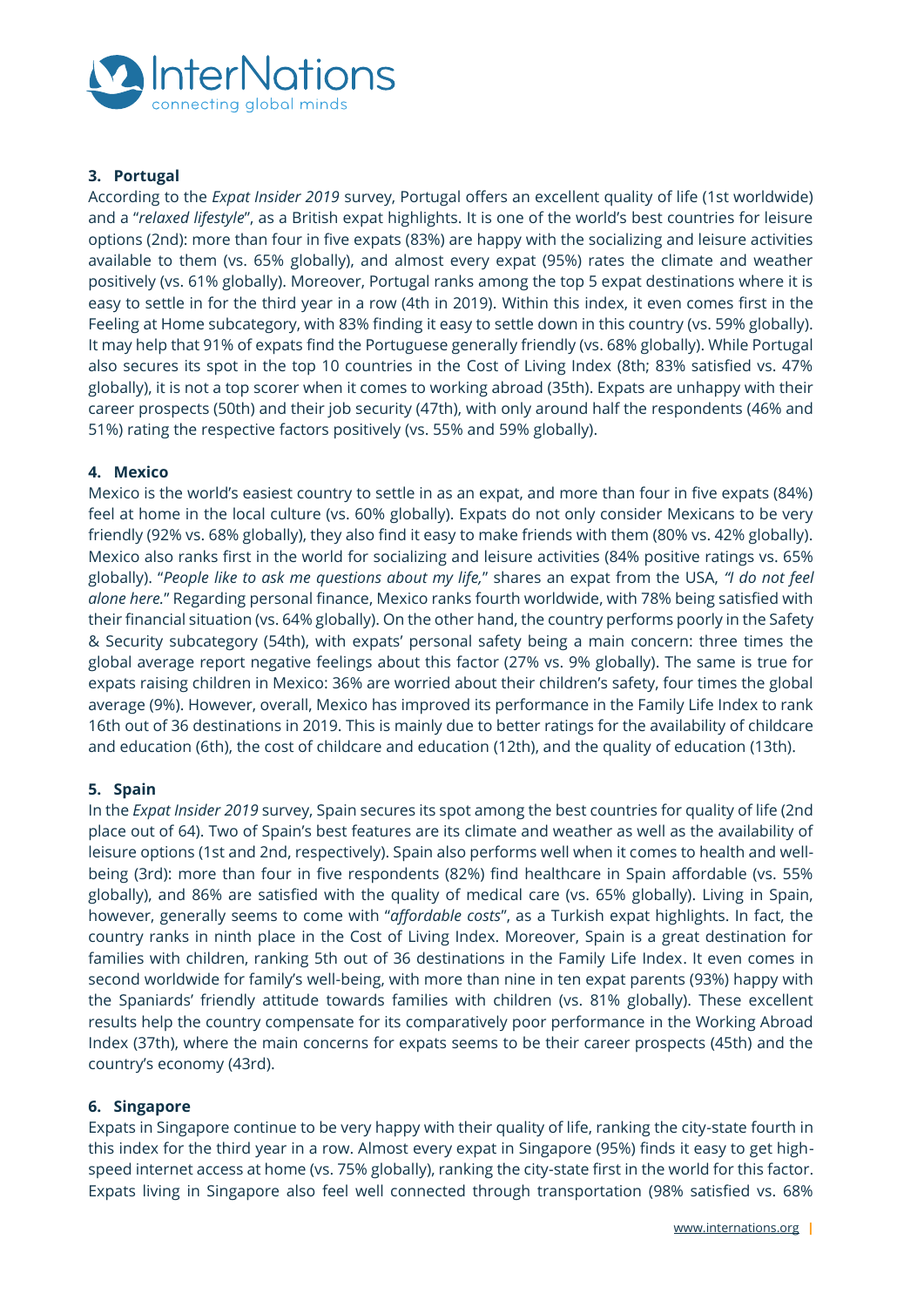### 3. Portugal

According to the *Expat Insider 2019* survey, Portugal offers an excellent quality of life (1st worldwide) and a "*relaxed lifestyle*", as a British expat highlights. It is one of the world's best countries for leisure options (2nd): more than four in five expats (83%) are happy with the socializing and leisure activities available to them (vs. 65% globally), and almost every expat (95%) rates the climate and weather positively (vs. 61% globally). Moreover, Portugal ranks among the top 5 expat destinations where it is easy to settle in for the third year in a row (4th in 2019). Within this index, it even comes first in the Feeling at Home subcategory, with 83% finding it easy to settle down in this country (vs. 59% globally). It may help that 91% of expats find the Portuguese generally friendly (vs. 68% globally). While Portugal also secures its spot in the top 10 countries in the Cost of Living Index (8th; 83% satisfied vs. 47% globally), it is not a top scorer when it comes to working abroad (35th). Expats are unhappy with their career prospects (50th) and their job security (47th), with only around half the respondents (46% and 51%) rating the respective factors positively (vs. 55% and 59% globally).

### 4. Mexico

Mexico is the world's easiest country to settle in as an expat, and more than four in five expats (84%) feel at home in the local culture (vs. 60% globally). Expats do not only consider Mexicans to be very friendly (92% vs. 68% globally), they also find it easy to make friends with them (80% vs. 42% globally). Mexico also ranks first in the world for socializing and leisure activities (84% positive ratings vs. 65% globally). "*People like to ask me questions about my life,*" shares an expat from the USA, *"I do not feel alone here.*" Regarding personal finance, Mexico ranks fourth worldwide, with 78% being satisfied with their financial situation (vs. 64% globally). On the other hand, the country performs poorly in the Safety & Security subcategory (54th), with expats' personal safety being a main concern: three times the global average report negative feelings about this factor (27% vs. 9% globally). The same is true for expats raising children in Mexico: 36% are worried about their children's safety, four times the global average (9%). However, overall, Mexico has improved its performance in the Family Life Index to rank 16th out of 36 destinations in 2019. This is mainly due to better ratings for the availability of childcare and education (6th), the cost of childcare and education (12th), and the quality of education (13th).

### 5. Spain

In the *Expat Insider 2019* survey, Spain secures its spot among the best countries for quality of life (2nd place out of 64). Two of Spain's best features are its climate and weather as well as the availability of leisure options (1st and 2nd, respectively). Spain also performs well when it comes to health and well-being (3rd): more than four in five respondents (82%) find healthcare in Spain affordable (vs. 55% globally), and 86% are satisfied with the quality of medical care (vs. 65% globally). Living in Spain, however, generally seems to come with "*affordable costs*", as a Turkish expat highlights. In fact, the country ranks in ninth place in the Cost of Living Index. Moreover, Spain is a great destination for families with children, ranking 5th out of 36 destinations in the Family Life Index. It even comes in second worldwide for family's well-being, with more than nine in ten expat parents (93%) happy with the Spaniards' friendly attitude towards families with children (vs. 81% globally). These excellent results help the country compensate for its comparatively poor performance in the Working Abroad Index (37th), where the main concerns for expats seems to be their career prospects (45th) and the country's economy (43rd).

### 6. Singapore

Expats in Singapore continue to be very happy with their quality of life, ranking the city-state fourth in this index for the third year in a row. Almost every expat in Singapore (95%) finds it easy to get high-speed internet access at home (vs. 75% globally), ranking the city-state first in the world for this factor. Expats living in Singapore also feel well connected through transportation (98% satisfied vs. 68%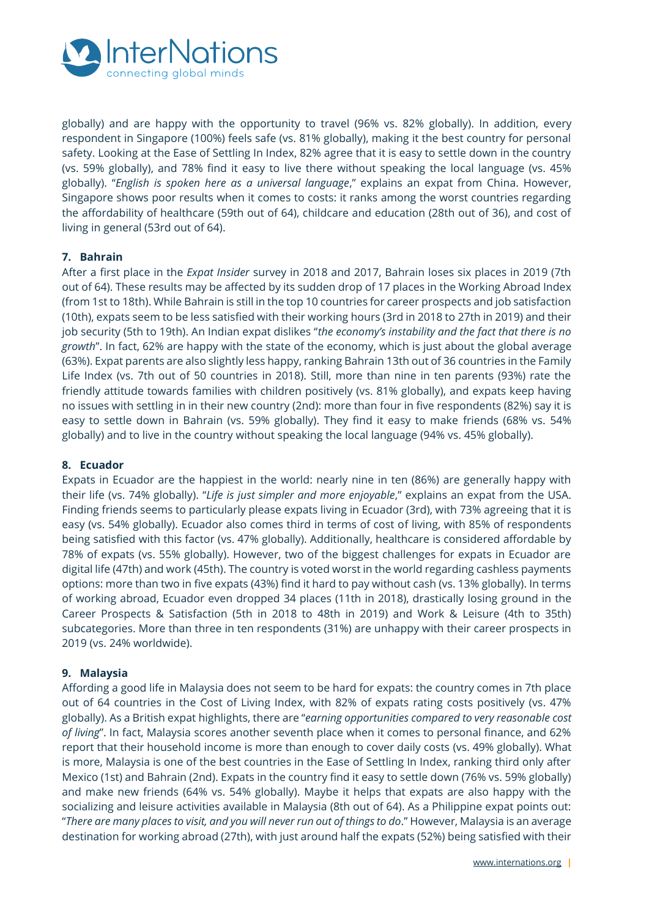globally) and are happy with the opportunity to travel (96% vs. 82% globally). In addition, every respondent in Singapore (100%) feels safe (vs. 81% globally), making it the best country for personal safety. Looking at the Ease of Settling In Index, 82% agree that it is easy to settle down in the country (vs. 59% globally), and 78% find it easy to live there without speaking the local language (vs. 45% globally). "*English is spoken here as a universal language*," explains an expat from China. However, Singapore shows poor results when it comes to costs: it ranks among the worst countries regarding the affordability of healthcare (59th out of 64), childcare and education (28th out of 36), and cost of living in general (53rd out of 64).

**7. Bahrain**

After a first place in the *Expat Insider* survey in 2018 and 2017, Bahrain loses six places in 2019 (7th out of 64). These results may be affected by its sudden drop of 17 places in the Working Abroad Index (from 1st to 18th). While Bahrain is still in the top 10 countries for career prospects and job satisfaction (10th), expats seem to be less satisfied with their working hours (3rd in 2018 to 27th in 2019) and their job security (5th to 19th). An Indian expat dislikes "*the economy's instability and the fact that there is no growth*". In fact, 62% are happy with the state of the economy, which is just about the global average (63%). Expat parents are also slightly less happy, ranking Bahrain 13th out of 36 countries in the Family Life Index (vs. 7th out of 50 countries in 2018). Still, more than nine in ten parents (93%) rate the friendly attitude towards families with children positively (vs. 81% globally), and expats keep having no issues with settling in in their new country (2nd): more than four in five respondents (82%) say it is easy to settle down in Bahrain (vs. 59% globally). They find it easy to make friends (68% vs. 54% globally) and to live in the country without speaking the local language (94% vs. 45% globally).

**8. Ecuador**

Expats in Ecuador are the happiest in the world: nearly nine in ten (86%) are generally happy with their life (vs. 74% globally). "*Life is just simpler and more enjoyable*," explains an expat from the USA. Finding friends seems to particularly please expats living in Ecuador (3rd), with 73% agreeing that it is easy (vs. 54% globally). Ecuador also comes third in terms of cost of living, with 85% of respondents being satisfied with this factor (vs. 47% globally). Additionally, healthcare is considered affordable by 78% of expats (vs. 55% globally). However, two of the biggest challenges for expats in Ecuador are digital life (47th) and work (45th). The country is voted worst in the world regarding cashless payments options: more than two in five expats (43%) find it hard to pay without cash (vs. 13% globally). In terms of working abroad, Ecuador even dropped 34 places (11th in 2018), drastically losing ground in the Career Prospects & Satisfaction (5th in 2018 to 48th in 2019) and Work & Leisure (4th to 35th) subcategories. More than three in ten respondents (31%) are unhappy with their career prospects in 2019 (vs. 24% worldwide).

**9. Malaysia**

Affording a good life in Malaysia does not seem to be hard for expats: the country comes in 7th place out of 64 countries in the Cost of Living Index, with 82% of expats rating costs positively (vs. 47% globally). As a British expat highlights, there are "*earning opportunities compared to very reasonable cost of living*". In fact, Malaysia scores another seventh place when it comes to personal finance, and 62% report that their household income is more than enough to cover daily costs (vs. 49% globally). What is more, Malaysia is one of the best countries in the Ease of Settling In Index, ranking third only after Mexico (1st) and Bahrain (2nd). Expats in the country find it easy to settle down (76% vs. 59% globally) and make new friends (64% vs. 54% globally). Maybe it helps that expats are also happy with the socializing and leisure activities available in Malaysia (8th out of 64). As a Philippine expat points out: "*There are many places to visit, and you will never run out of things to do*." However, Malaysia is an average destination for working abroad (27th), with just around half the expats (52%) being satisfied with their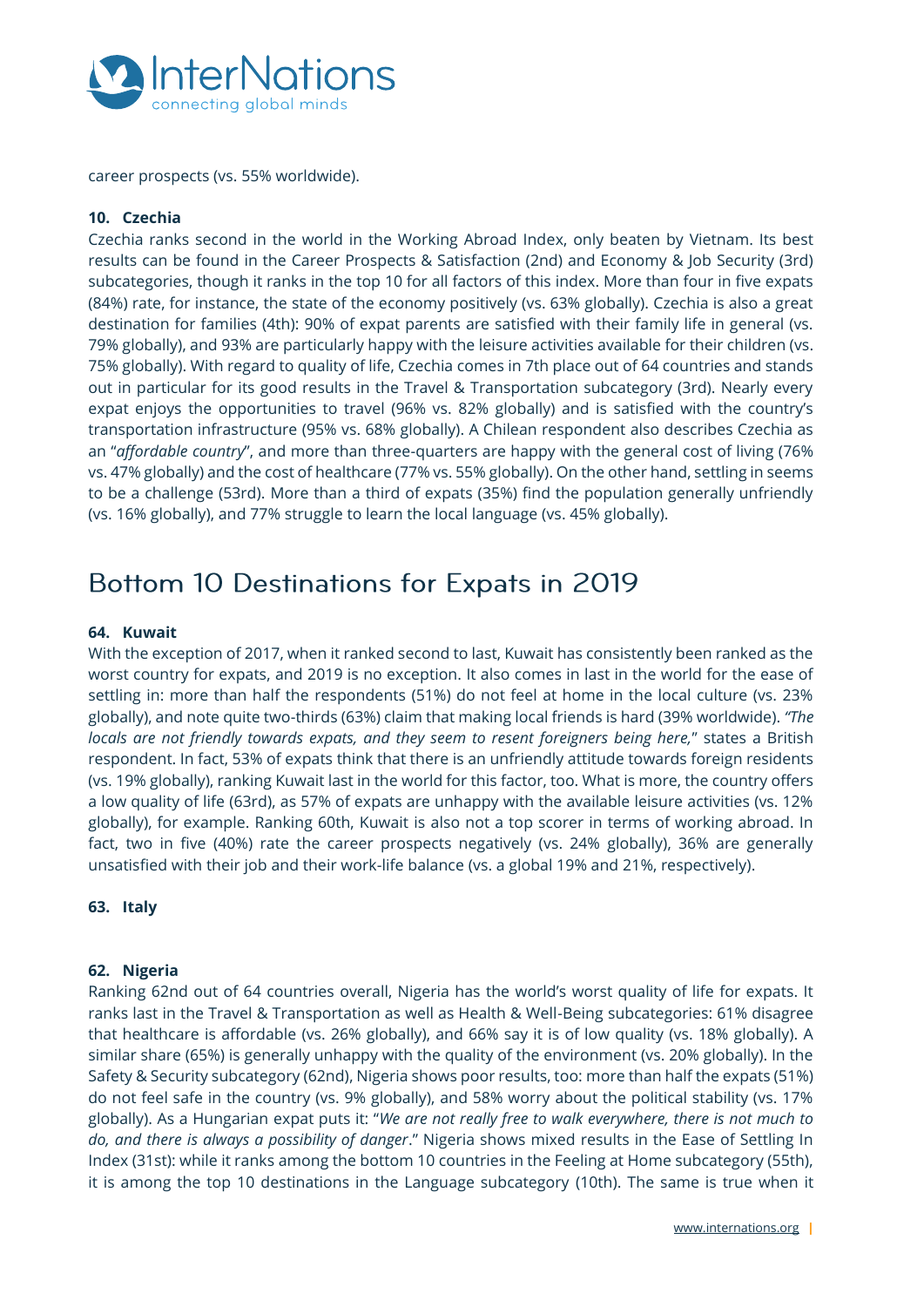career prospects (vs. 55% worldwide).

### 10. Czechia

Czechia ranks second in the world in the Working Abroad Index, only beaten by Vietnam. Its best results can be found in the Career Prospects & Satisfaction (2nd) and Economy & Job Security (3rd) subcategories, though it ranks in the top 10 for all factors of this index. More than four in five expats (84%) rate, for instance, the state of the economy positively (vs. 63% globally). Czechia is also a great destination for families (4th): 90% of expat parents are satisfied with their family life in general (vs. 79% globally), and 93% are particularly happy with the leisure activities available for their children (vs. 75% globally). With regard to quality of life, Czechia comes in 7th place out of 64 countries and stands out in particular for its good results in the Travel & Transportation subcategory (3rd). Nearly every expat enjoys the opportunities to travel (96% vs. 82% globally) and is satisfied with the country's transportation infrastructure (95% vs. 68% globally). A Chilean respondent also describes Czechia as an "*affordable country*", and more than three-quarters are happy with the general cost of living (76% vs. 47% globally) and the cost of healthcare (77% vs. 55% globally). On the other hand, settling in seems to be a challenge (53rd). More than a third of expats (35%) find the population generally unfriendly (vs. 16% globally), and 77% struggle to learn the local language (vs. 45% globally).

## Bottom 10 Destinations for Expats in 2019

### 64. Kuwait

With the exception of 2017, when it ranked second to last, Kuwait has consistently been ranked as the worst country for expats, and 2019 is no exception. It also comes in last in the world for the ease of settling in: more than half the respondents (51%) do not feel at home in the local culture (vs. 23% globally), and note quite two-thirds (63%) claim that making local friends is hard (39% worldwide). *"The locals are not friendly towards expats, and they seem to resent foreigners being here,*" states a British respondent. In fact, 53% of expats think that there is an unfriendly attitude towards foreign residents (vs. 19% globally), ranking Kuwait last in the world for this factor, too. What is more, the country offers a low quality of life (63rd), as 57% of expats are unhappy with the available leisure activities (vs. 12% globally), for example. Ranking 60th, Kuwait is also not a top scorer in terms of working abroad. In fact, two in five (40%) rate the career prospects negatively (vs. 24% globally), 36% are generally unsatisfied with their job and their work-life balance (vs. a global 19% and 21%, respectively).

### 63. Italy

### 62. Nigeria

Ranking 62nd out of 64 countries overall, Nigeria has the world's worst quality of life for expats. It ranks last in the Travel & Transportation as well as Health & Well-Being subcategories: 61% disagree that healthcare is affordable (vs. 26% globally), and 66% say it is of low quality (vs. 18% globally). A similar share (65%) is generally unhappy with the quality of the environment (vs. 20% globally). In the Safety & Security subcategory (62nd), Nigeria shows poor results, too: more than half the expats (51%) do not feel safe in the country (vs. 9% globally), and 58% worry about the political stability (vs. 17% globally). As a Hungarian expat puts it: "*We are not really free to walk everywhere, there is not much to do, and there is always a possibility of danger*." Nigeria shows mixed results in the Ease of Settling In Index (31st): while it ranks among the bottom 10 countries in the Feeling at Home subcategory (55th), it is among the top 10 destinations in the Language subcategory (10th). The same is true when it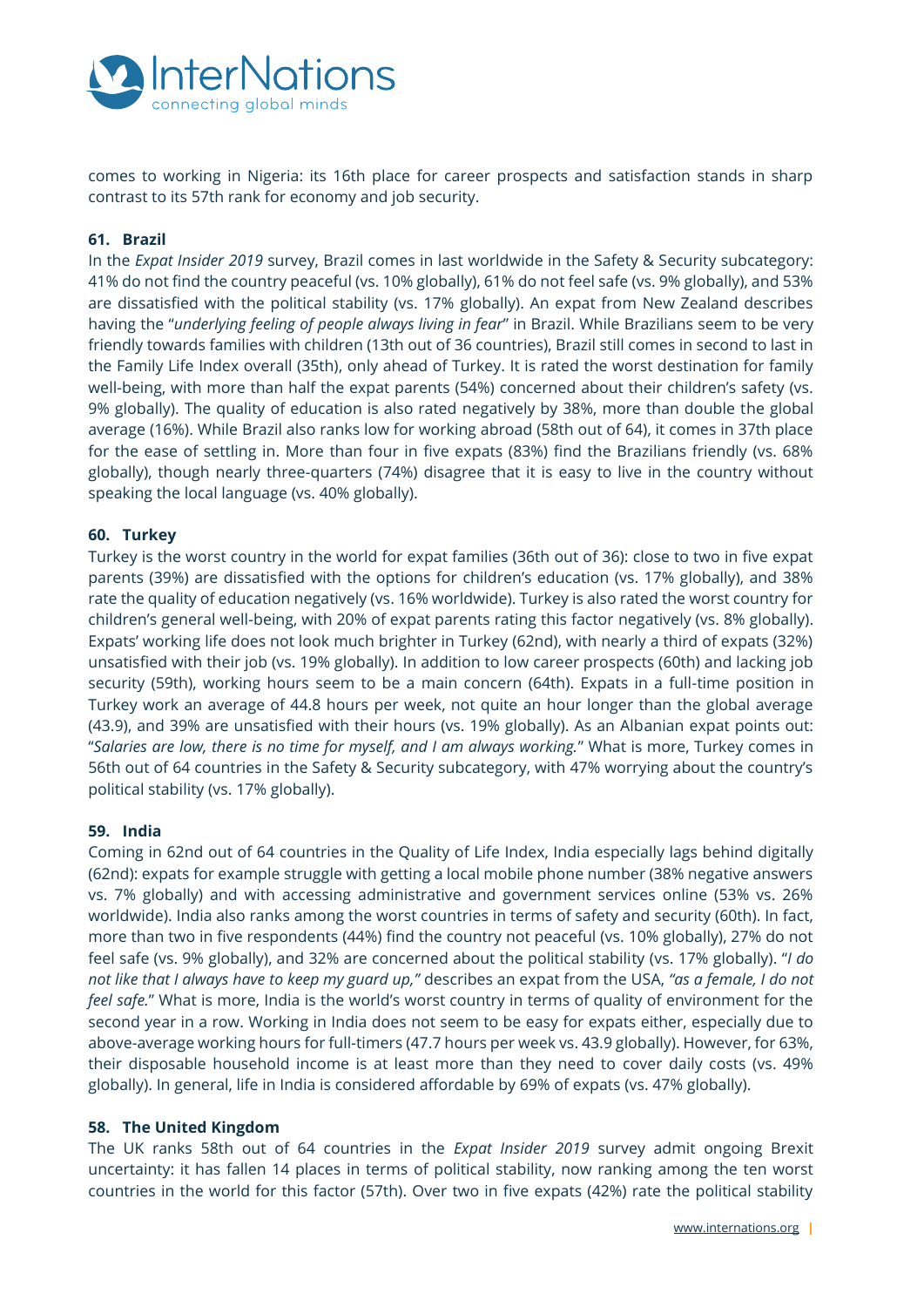comes to working in Nigeria: its 16th place for career prospects and satisfaction stands in sharp contrast to its 57th rank for economy and job security.

### 61. Brazil

In the *Expat Insider 2019* survey, Brazil comes in last worldwide in the Safety & Security subcategory: 41% do not find the country peaceful (vs. 10% globally), 61% do not feel safe (vs. 9% globally), and 53% are dissatisfied with the political stability (vs. 17% globally). An expat from New Zealand describes having the "*underlying feeling of people always living in fear*" in Brazil. While Brazilians seem to be very friendly towards families with children (13th out of 36 countries), Brazil still comes in second to last in the Family Life Index overall (35th), only ahead of Turkey. It is rated the worst destination for family well-being, with more than half the expat parents (54%) concerned about their children's safety (vs. 9% globally). The quality of education is also rated negatively by 38%, more than double the global average (16%). While Brazil also ranks low for working abroad (58th out of 64), it comes in 37th place for the ease of settling in. More than four in five expats (83%) find the Brazilians friendly (vs. 68% globally), though nearly three-quarters (74%) disagree that it is easy to live in the country without speaking the local language (vs. 40% globally).

### 60. Turkey

Turkey is the worst country in the world for expat families (36th out of 36): close to two in five expat parents (39%) are dissatisfied with the options for children's education (vs. 17% globally), and 38% rate the quality of education negatively (vs. 16% worldwide). Turkey is also rated the worst country for children's general well-being, with 20% of expat parents rating this factor negatively (vs. 8% globally). Expats' working life does not look much brighter in Turkey (62nd), with nearly a third of expats (32%) unsatisfied with their job (vs. 19% globally). In addition to low career prospects (60th) and lacking job security (59th), working hours seem to be a main concern (64th). Expats in a full-time position in Turkey work an average of 44.8 hours per week, not quite an hour longer than the global average (43.9), and 39% are unsatisfied with their hours (vs. 19% globally). As an Albanian expat points out: "*Salaries are low, there is no time for myself, and I am always working.*" What is more, Turkey comes in 56th out of 64 countries in the Safety & Security subcategory, with 47% worrying about the country's political stability (vs. 17% globally).

### 59. India

Coming in 62nd out of 64 countries in the Quality of Life Index, India especially lags behind digitally (62nd): expats for example struggle with getting a local mobile phone number (38% negative answers vs. 7% globally) and with accessing administrative and government services online (53% vs. 26% worldwide). India also ranks among the worst countries in terms of safety and security (60th). In fact, more than two in five respondents (44%) find the country not peaceful (vs. 10% globally), 27% do not feel safe (vs. 9% globally), and 32% are concerned about the political stability (vs. 17% globally). "*I do not like that I always have to keep my guard up,*" describes an expat from the USA, *"as a female, I do not feel safe.*" What is more, India is the world's worst country in terms of quality of environment for the second year in a row. Working in India does not seem to be easy for expats either, especially due to above-average working hours for full-timers (47.7 hours per week vs. 43.9 globally). However, for 63%, their disposable household income is at least more than they need to cover daily costs (vs. 49% globally). In general, life in India is considered affordable by 69% of expats (vs. 47% globally).

### 58. The United Kingdom

The UK ranks 58th out of 64 countries in the *Expat Insider 2019* survey admit ongoing Brexit uncertainty: it has fallen 14 places in terms of political stability, now ranking among the ten worst countries in the world for this factor (57th). Over two in five expats (42%) rate the political stability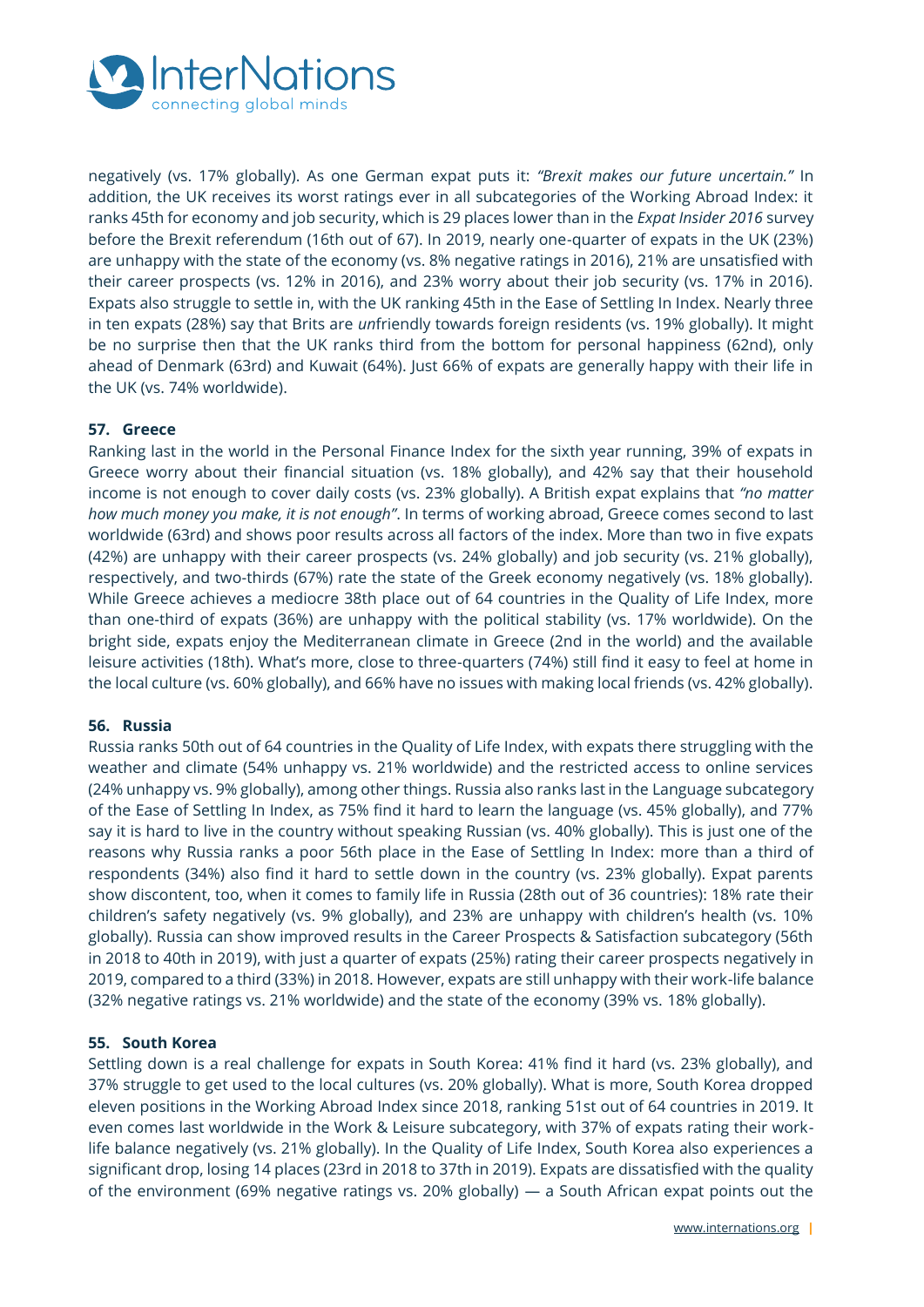negatively (vs. 17% globally). As one German expat puts it: *"Brexit makes our future uncertain."* In addition, the UK receives its worst ratings ever in all subcategories of the Working Abroad Index: it ranks 45th for economy and job security, which is 29 places lower than in the *Expat Insider 2016* survey before the Brexit referendum (16th out of 67). In 2019, nearly one-quarter of expats in the UK (23%) are unhappy with the state of the economy (vs. 8% negative ratings in 2016), 21% are unsatisfied with their career prospects (vs. 12% in 2016), and 23% worry about their job security (vs. 17% in 2016). Expats also struggle to settle in, with the UK ranking 45th in the Ease of Settling In Index. Nearly three in ten expats (28%) say that Brits are *un*friendly towards foreign residents (vs. 19% globally). It might be no surprise then that the UK ranks third from the bottom for personal happiness (62nd), only ahead of Denmark (63rd) and Kuwait (64%). Just 66% of expats are generally happy with their life in the UK (vs. 74% worldwide).

### 57. Greece

Ranking last in the world in the Personal Finance Index for the sixth year running, 39% of expats in Greece worry about their financial situation (vs. 18% globally), and 42% say that their household income is not enough to cover daily costs (vs. 23% globally). A British expat explains that *"no matter how much money you make, it is not enough"*. In terms of working abroad, Greece comes second to last worldwide (63rd) and shows poor results across all factors of the index. More than two in five expats (42%) are unhappy with their career prospects (vs. 24% globally) and job security (vs. 21% globally), respectively, and two-thirds (67%) rate the state of the Greek economy negatively (vs. 18% globally). While Greece achieves a mediocre 38th place out of 64 countries in the Quality of Life Index, more than one-third of expats (36%) are unhappy with the political stability (vs. 17% worldwide). On the bright side, expats enjoy the Mediterranean climate in Greece (2nd in the world) and the available leisure activities (18th). What's more, close to three-quarters (74%) still find it easy to feel at home in the local culture (vs. 60% globally), and 66% have no issues with making local friends (vs. 42% globally).

### 56. Russia

Russia ranks 50th out of 64 countries in the Quality of Life Index, with expats there struggling with the weather and climate (54% unhappy vs. 21% worldwide) and the restricted access to online services (24% unhappy vs. 9% globally), among other things. Russia also ranks last in the Language subcategory of the Ease of Settling In Index, as 75% find it hard to learn the language (vs. 45% globally), and 77% say it is hard to live in the country without speaking Russian (vs. 40% globally). This is just one of the reasons why Russia ranks a poor 56th place in the Ease of Settling In Index: more than a third of respondents (34%) also find it hard to settle down in the country (vs. 23% globally). Expat parents show discontent, too, when it comes to family life in Russia (28th out of 36 countries): 18% rate their children's safety negatively (vs. 9% globally), and 23% are unhappy with children's health (vs. 10% globally). Russia can show improved results in the Career Prospects & Satisfaction subcategory (56th in 2018 to 40th in 2019), with just a quarter of expats (25%) rating their career prospects negatively in 2019, compared to a third (33%) in 2018. However, expats are still unhappy with their work-life balance (32% negative ratings vs. 21% worldwide) and the state of the economy (39% vs. 18% globally).

### 55. South Korea

Settling down is a real challenge for expats in South Korea: 41% find it hard (vs. 23% globally), and 37% struggle to get used to the local cultures (vs. 20% globally). What is more, South Korea dropped eleven positions in the Working Abroad Index since 2018, ranking 51st out of 64 countries in 2019. It even comes last worldwide in the Work & Leisure subcategory, with 37% of expats rating their work-life balance negatively (vs. 21% globally). In the Quality of Life Index, South Korea also experiences a significant drop, losing 14 places (23rd in 2018 to 37th in 2019). Expats are dissatisfied with the quality of the environment (69% negative ratings vs. 20% globally) — a South African expat points out the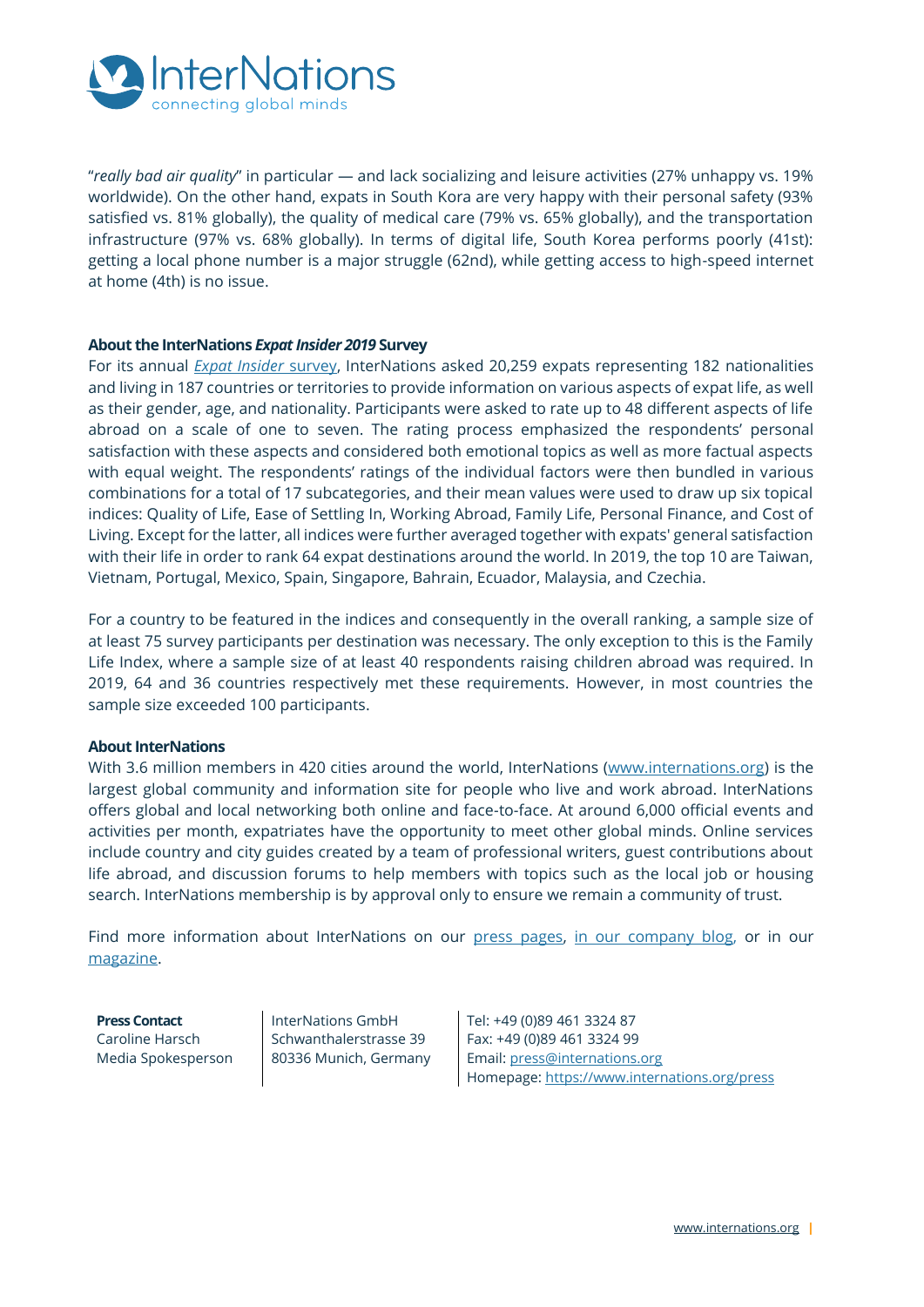"*really bad air quality*" in particular — and lack socializing and leisure activities (27% unhappy vs. 19% worldwide). On the other hand, expats in South Kora are very happy with their personal safety (93% satisfied vs. 81% globally), the quality of medical care (79% vs. 65% globally), and the transportation infrastructure (97% vs. 68% globally). In terms of digital life, South Korea performs poorly (41st): getting a local phone number is a major struggle (62nd), while getting access to high-speed internet at home (4th) is no issue.

**About the InterNations *Expat Insider 2019* Survey**

For its annual [*Expat Insider* survey](), InterNations asked 20,259 expats representing 182 nationalities and living in 187 countries or territories to provide information on various aspects of expat life, as well as their gender, age, and nationality. Participants were asked to rate up to 48 different aspects of life abroad on a scale of one to seven. The rating process emphasized the respondents' personal satisfaction with these aspects and considered both emotional topics as well as more factual aspects with equal weight. The respondents' ratings of the individual factors were then bundled in various combinations for a total of 17 subcategories, and their mean values were used to draw up six topical indices: Quality of Life, Ease of Settling In, Working Abroad, Family Life, Personal Finance, and Cost of Living. Except for the latter, all indices were further averaged together with expats' general satisfaction with their life in order to rank 64 expat destinations around the world. In 2019, the top 10 are Taiwan, Vietnam, Portugal, Mexico, Spain, Singapore, Bahrain, Ecuador, Malaysia, and Czechia.

For a country to be featured in the indices and consequently in the overall ranking, a sample size of at least 75 survey participants per destination was necessary. The only exception to this is the Family Life Index, where a sample size of at least 40 respondents raising children abroad was required. In 2019, 64 and 36 countries respectively met these requirements. However, in most countries the sample size exceeded 100 participants.

**About InterNations**

With 3.6 million members in 420 cities around the world, InterNations (www.internations.org) is the largest global community and information site for people who live and work abroad. InterNations offers global and local networking both online and face-to-face. At around 6,000 official events and activities per month, expatriates have the opportunity to meet other global minds. Online services include country and city guides created by a team of professional writers, guest contributions about life abroad, and discussion forums to help members with topics such as the local job or housing search. InterNations membership is by approval only to ensure we remain a community of trust.

Find more information about InterNations on our press pages, in our company blog, or in our magazine.

**Press Contact**
Caroline Harsch
Media Spokesperson

InterNations GmbH
Schwanthalerstrasse 39
80336 Munich, Germany

Tel: +49 (0)89 461 3324 87
Fax: +49 (0)89 461 3324 99
Email: press@internations.org
Homepage: https://www.internations.org/press